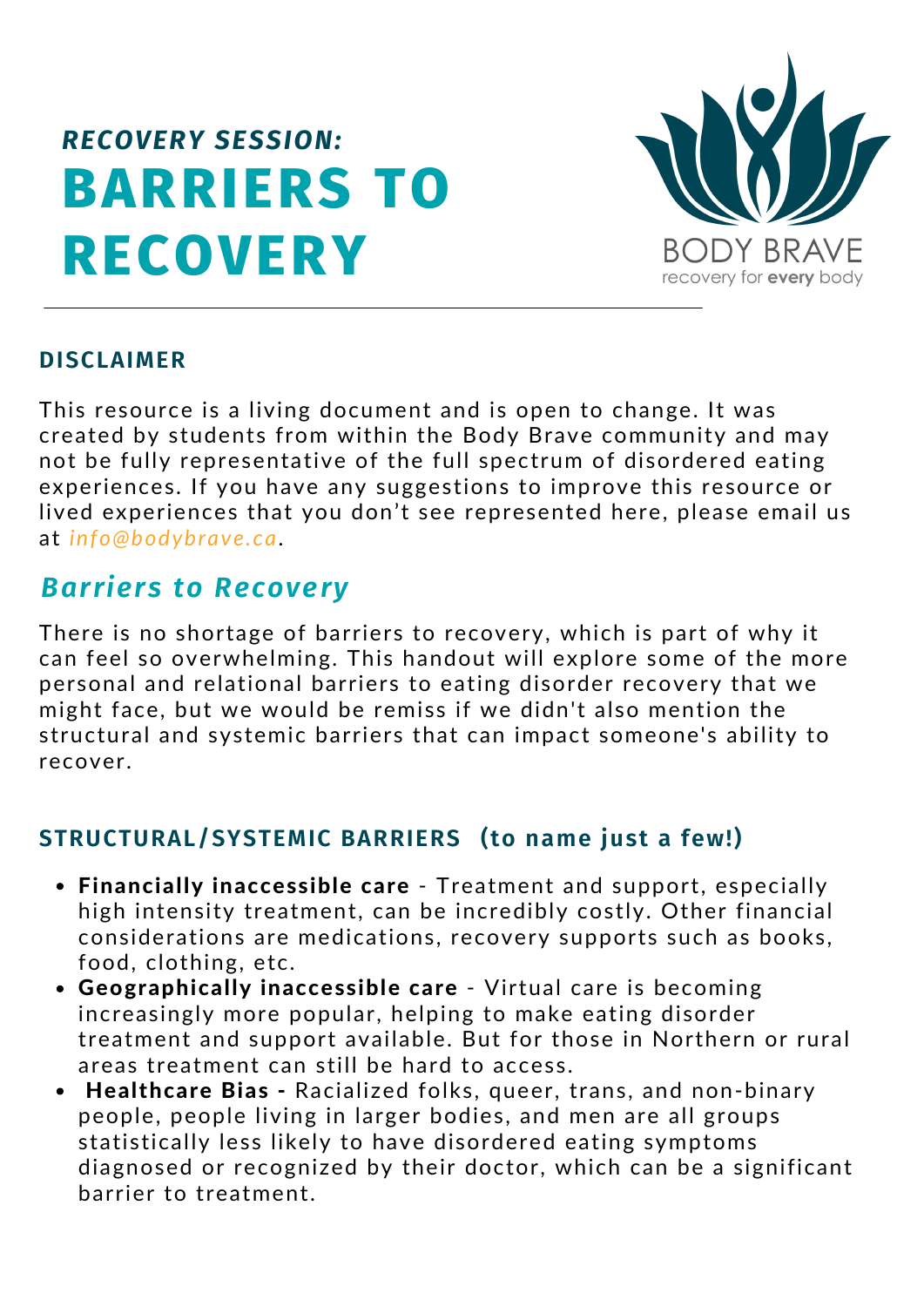*RECOVERY SESSION:*

# BARRIERS TO RECOVERY

BODY BRAVE
recovery for **every** body

## DISCLAIMER

This resource is a living document and is open to change. It was created by students from within the Body Brave community and may not be fully representative of the full spectrum of disordered eating experiences. If you have any suggestions to improve this resource or lived experiences that you don't see represented here, please email us at *info@bodybrave.ca*.

## *Barriers to Recovery*

There is no shortage of barriers to recovery, which is part of why it can feel so overwhelming. This handout will explore some of the more personal and relational barriers to eating disorder recovery that we might face, but we would be remiss if we didn't also mention the structural and systemic barriers that can impact someone's ability to recover.

### STRUCTURAL/SYSTEMIC BARRIERS (to name just a few!)

- **Financially inaccessible care** - Treatment and support, especially high intensity treatment, can be incredibly costly. Other financial considerations are medications, recovery supports such as books, food, clothing, etc.
- **Geographically inaccessible care** - Virtual care is becoming increasingly more popular, helping to make eating disorder treatment and support available. But for those in Northern or rural areas treatment can still be hard to access.
- **Healthcare Bias -** Racialized folks, queer, trans, and non-binary people, people living in larger bodies, and men are all groups statistically less likely to have disordered eating symptoms diagnosed or recognized by their doctor, which can be a significant barrier to treatment.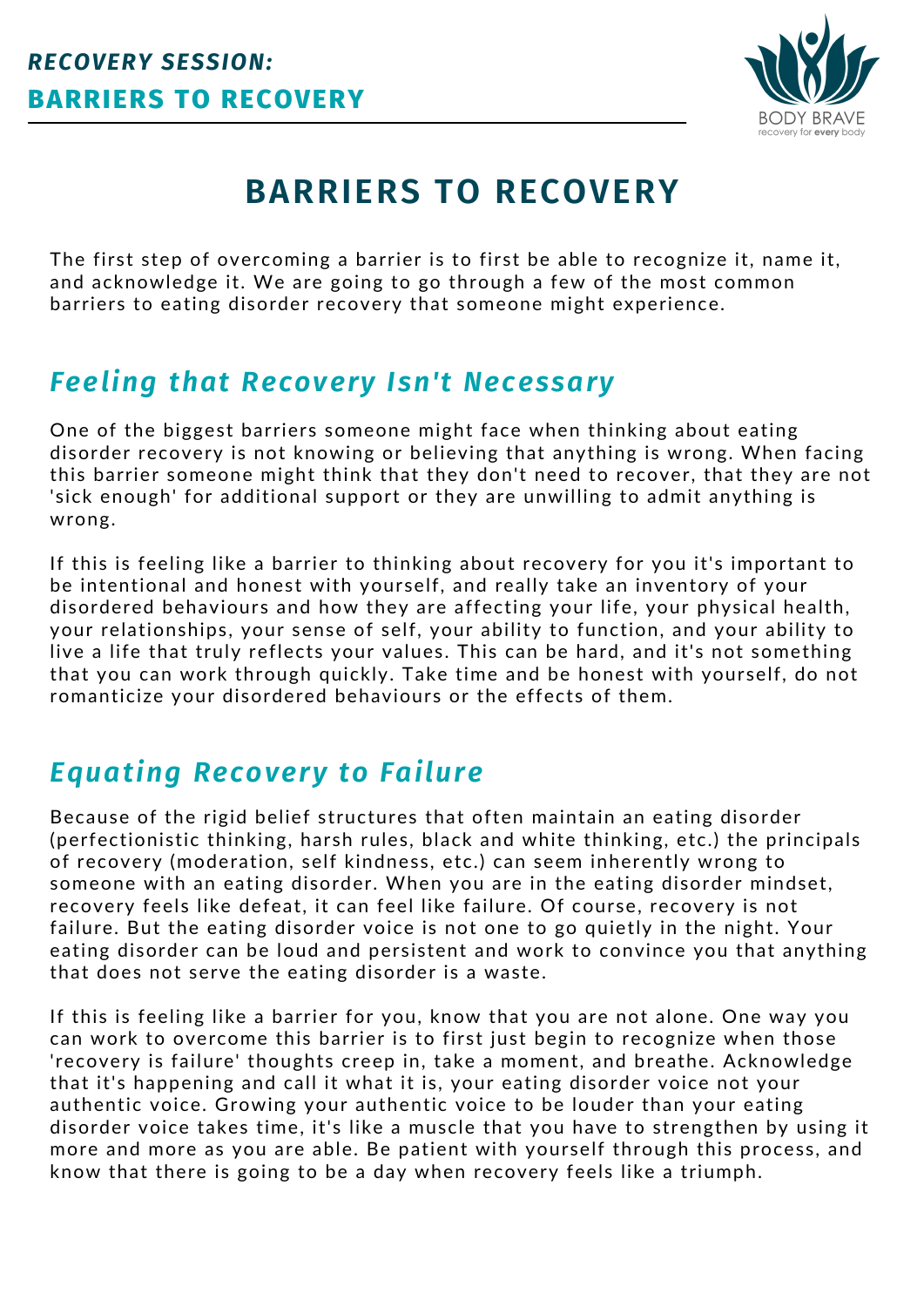# BARRIERS TO RECOVERY

The first step of overcoming a barrier is to first be able to recognize it, name it, and acknowledge it. We are going to go through a few of the most common barriers to eating disorder recovery that someone might experience.

## *Feeling that Recovery Isn't Necessary*

One of the biggest barriers someone might face when thinking about eating disorder recovery is not knowing or believing that anything is wrong. When facing this barrier someone might think that they don't need to recover, that they are not 'sick enough' for additional support or they are unwilling to admit anything is wrong.

If this is feeling like a barrier to thinking about recovery for you it's important to be intentional and honest with yourself, and really take an inventory of your disordered behaviours and how they are affecting your life, your physical health, your relationships, your sense of self, your ability to function, and your ability to live a life that truly reflects your values. This can be hard, and it's not something that you can work through quickly. Take time and be honest with yourself, do not romanticize your disordered behaviours or the effects of them.

## *Equating Recovery to Failure*

Because of the rigid belief structures that often maintain an eating disorder (perfectionistic thinking, harsh rules, black and white thinking, etc.) the principals of recovery (moderation, self kindness, etc.) can seem inherently wrong to someone with an eating disorder. When you are in the eating disorder mindset, recovery feels like defeat, it can feel like failure. Of course, recovery is not failure. But the eating disorder voice is not one to go quietly in the night. Your eating disorder can be loud and persistent and work to convince you that anything that does not serve the eating disorder is a waste.

If this is feeling like a barrier for you, know that you are not alone. One way you can work to overcome this barrier is to first just begin to recognize when those 'recovery is failure' thoughts creep in, take a moment, and breathe. Acknowledge that it's happening and call it what it is, your eating disorder voice not your authentic voice. Growing your authentic voice to be louder than your eating disorder voice takes time, it's like a muscle that you have to strengthen by using it more and more as you are able. Be patient with yourself through this process, and know that there is going to be a day when recovery feels like a triumph.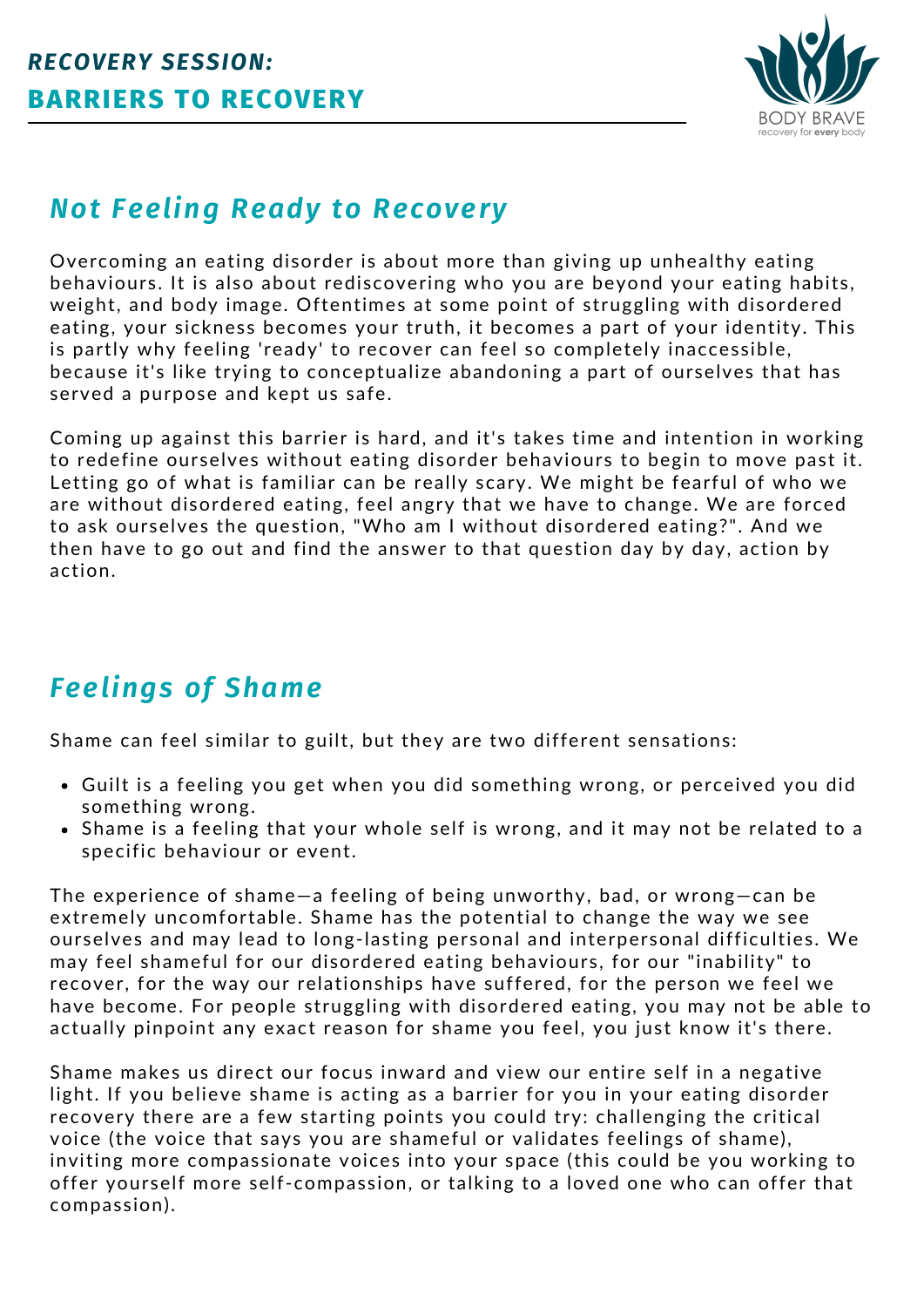## *RECOVERY SESSION:*
## BARRIERS TO RECOVERY

### *Not Feeling Ready to Recovery*

Overcoming an eating disorder is about more than giving up unhealthy eating behaviours. It is also about rediscovering who you are beyond your eating habits, weight, and body image. Oftentimes at some point of struggling with disordered eating, your sickness becomes your truth, it becomes a part of your identity. This is partly why feeling 'ready' to recover can feel so completely inaccessible, because it's like trying to conceptualize abandoning a part of ourselves that has served a purpose and kept us safe.

Coming up against this barrier is hard, and it's takes time and intention in working to redefine ourselves without eating disorder behaviours to begin to move past it. Letting go of what is familiar can be really scary. We might be fearful of who we are without disordered eating, feel angry that we have to change. We are forced to ask ourselves the question, "Who am I without disordered eating?". And we then have to go out and find the answer to that question day by day, action by action.

### *Feelings of Shame*

Shame can feel similar to guilt, but they are two different sensations:

- Guilt is a feeling you get when you did something wrong, or perceived you did something wrong.
- Shame is a feeling that your whole self is wrong, and it may not be related to a specific behaviour or event.

The experience of shame—a feeling of being unworthy, bad, or wrong—can be extremely uncomfortable. Shame has the potential to change the way we see ourselves and may lead to long-lasting personal and interpersonal difficulties. We may feel shameful for our disordered eating behaviours, for our "inability" to recover, for the way our relationships have suffered, for the person we feel we have become. For people struggling with disordered eating, you may not be able to actually pinpoint any exact reason for shame you feel, you just know it's there.

Shame makes us direct our focus inward and view our entire self in a negative light. If you believe shame is acting as a barrier for you in your eating disorder recovery there are a few starting points you could try: challenging the critical voice (the voice that says you are shameful or validates feelings of shame), inviting more compassionate voices into your space (this could be you working to offer yourself more self-compassion, or talking to a loved one who can offer that compassion).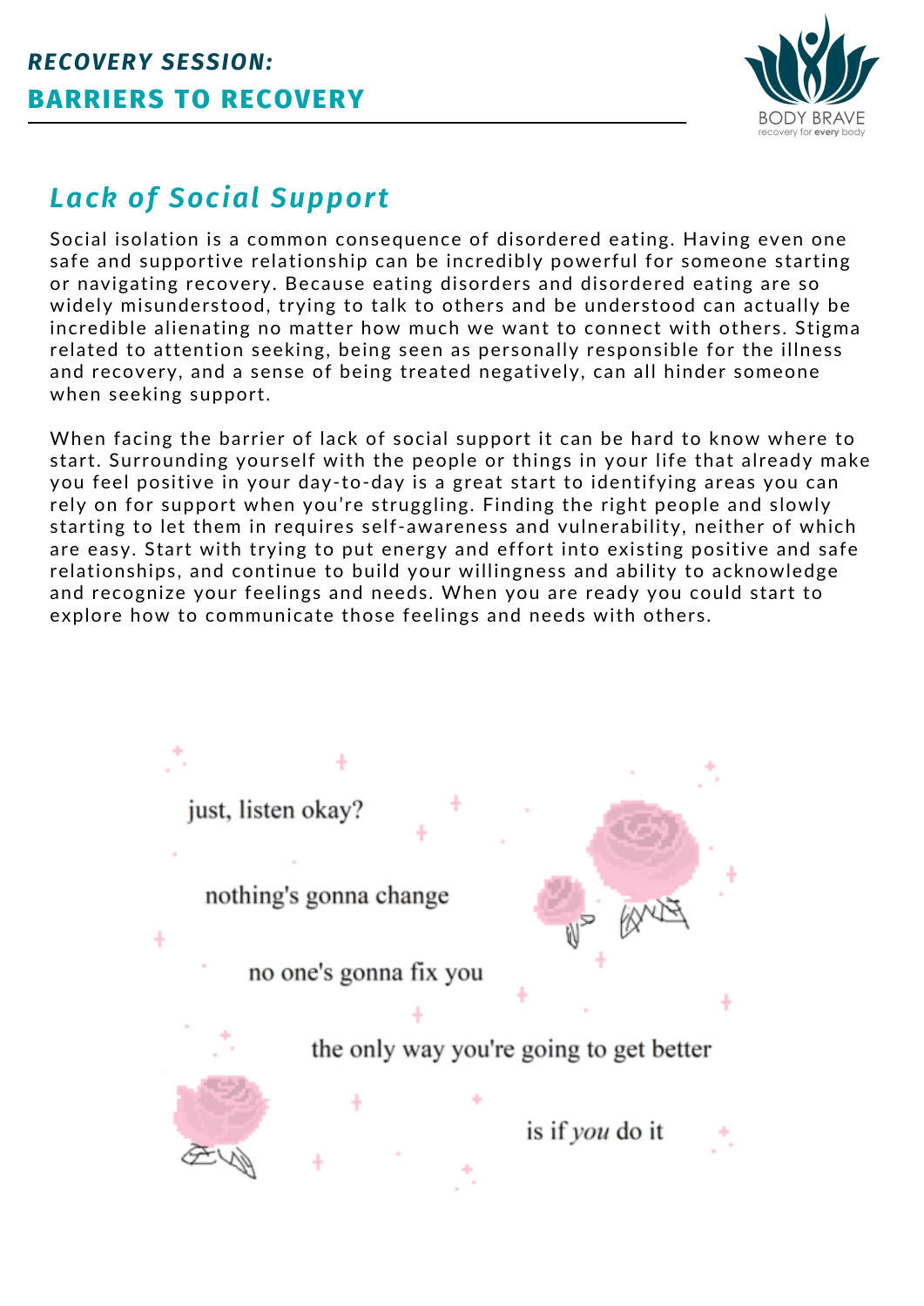# RECOVERY SESSION:
# BARRIERS TO RECOVERY

## *Lack of Social Support*

Social isolation is a common consequence of disordered eating. Having even one safe and supportive relationship can be incredibly powerful for someone starting or navigating recovery. Because eating disorders and disordered eating are so widely misunderstood, trying to talk to others and be understood can actually be incredible alienating no matter how much we want to connect with others. Stigma related to attention seeking, being seen as personally responsible for the illness and recovery, and a sense of being treated negatively, can all hinder someone when seeking support.

When facing the barrier of lack of social support it can be hard to know where to start. Surrounding yourself with the people or things in your life that already make you feel positive in your day-to-day is a great start to identifying areas you can rely on for support when you're struggling. Finding the right people and slowly starting to let them in requires self-awareness and vulnerability, neither of which are easy. Start with trying to put energy and effort into existing positive and safe relationships, and continue to build your willingness and ability to acknowledge and recognize your feelings and needs. When you are ready you could start to explore how to communicate those feelings and needs with others.

just, listen okay?

nothing's gonna change

no one's gonna fix you

the only way you're going to get better

is if *you* do it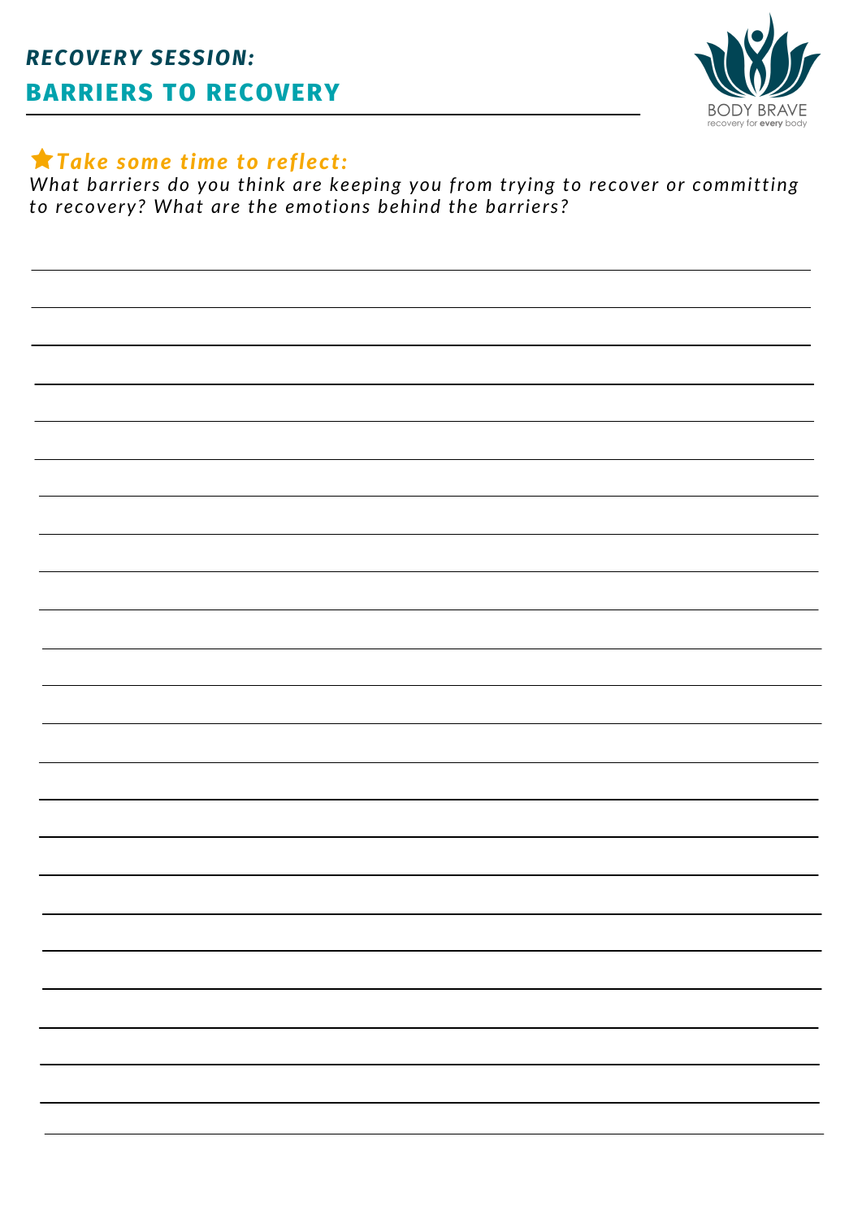## *RECOVERY SESSION:*

## BARRIERS TO RECOVERY

BODY BRAVE
recovery for **every** body

★ ***Take some time to reflect:***

*What barriers do you think are keeping you from trying to recover or committing to recovery? What are the emotions behind the barriers?*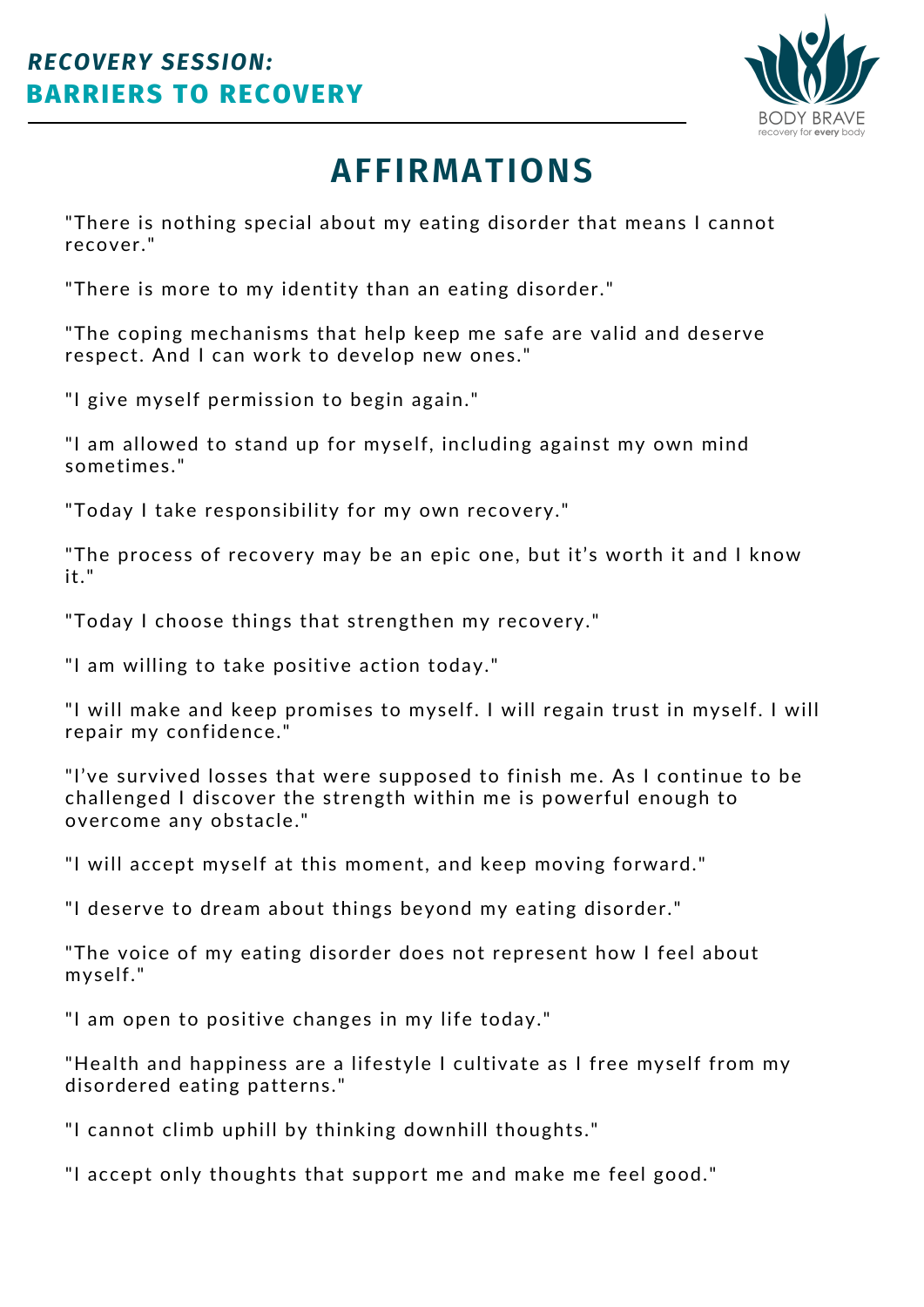***RECOVERY SESSION:***
**BARRIERS TO RECOVERY**

# AFFIRMATIONS

"There is nothing special about my eating disorder that means I cannot recover."

"There is more to my identity than an eating disorder."

"The coping mechanisms that help keep me safe are valid and deserve respect. And I can work to develop new ones."

"I give myself permission to begin again."

"I am allowed to stand up for myself, including against my own mind sometimes."

"Today I take responsibility for my own recovery."

"The process of recovery may be an epic one, but it's worth it and I know it."

"Today I choose things that strengthen my recovery."

"I am willing to take positive action today."

"I will make and keep promises to myself. I will regain trust in myself. I will repair my confidence."

"I've survived losses that were supposed to finish me. As I continue to be challenged I discover the strength within me is powerful enough to overcome any obstacle."

"I will accept myself at this moment, and keep moving forward."

"I deserve to dream about things beyond my eating disorder."

"The voice of my eating disorder does not represent how I feel about myself."

"I am open to positive changes in my life today."

"Health and happiness are a lifestyle I cultivate as I free myself from my disordered eating patterns."

"I cannot climb uphill by thinking downhill thoughts."

"I accept only thoughts that support me and make me feel good."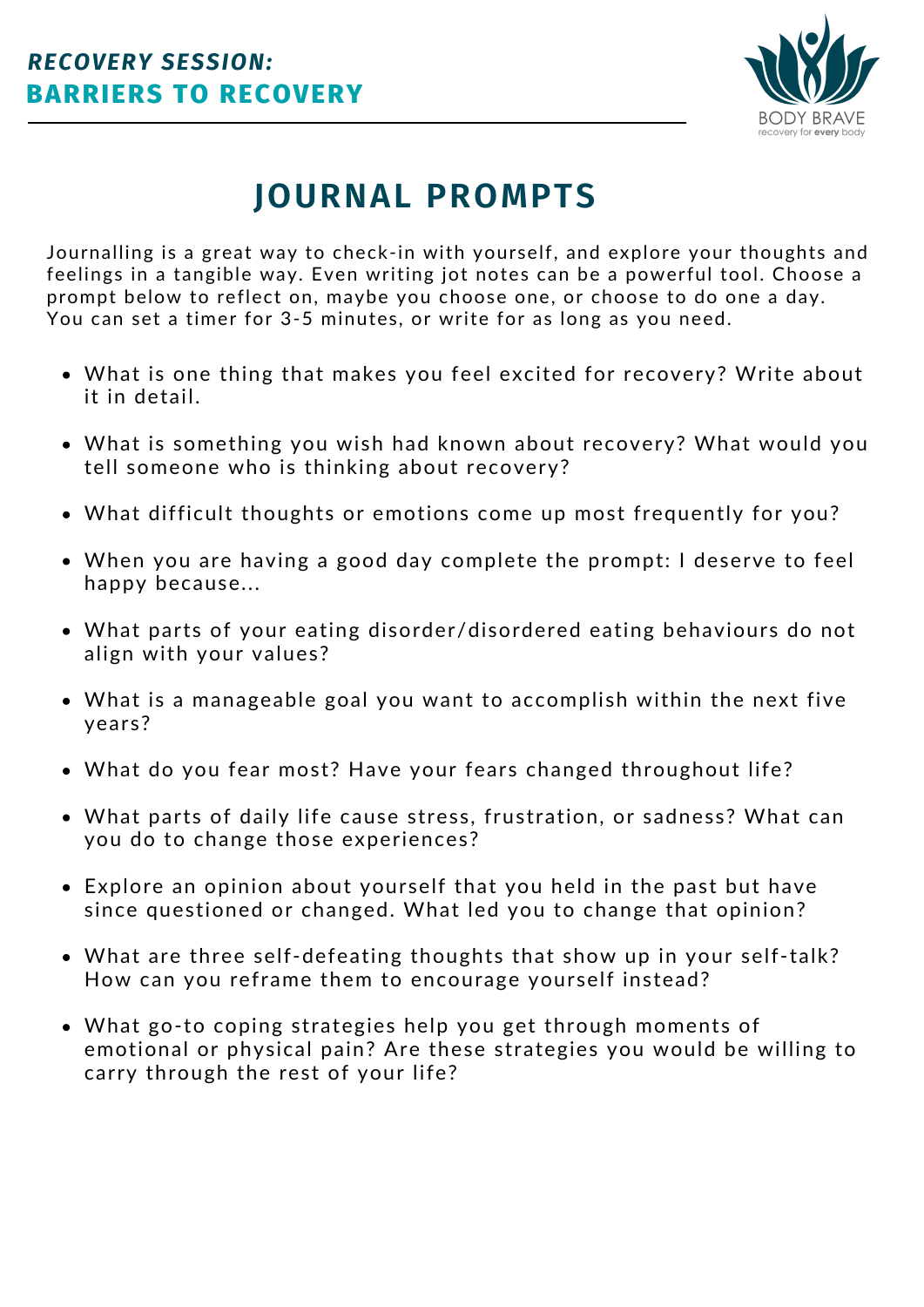***RECOVERY SESSION:***
**BARRIERS TO RECOVERY**

BODY BRAVE
recovery for **every** body

# JOURNAL PROMPTS

Journalling is a great way to check-in with yourself, and explore your thoughts and feelings in a tangible way. Even writing jot notes can be a powerful tool. Choose a prompt below to reflect on, maybe you choose one, or choose to do one a day. You can set a timer for 3-5 minutes, or write for as long as you need.

- What is one thing that makes you feel excited for recovery? Write about it in detail.
- What is something you wish had known about recovery? What would you tell someone who is thinking about recovery?
- What difficult thoughts or emotions come up most frequently for you?
- When you are having a good day complete the prompt: I deserve to feel happy because...
- What parts of your eating disorder/disordered eating behaviours do not align with your values?
- What is a manageable goal you want to accomplish within the next five years?
- What do you fear most? Have your fears changed throughout life?
- What parts of daily life cause stress, frustration, or sadness? What can you do to change those experiences?
- Explore an opinion about yourself that you held in the past but have since questioned or changed. What led you to change that opinion?
- What are three self-defeating thoughts that show up in your self-talk? How can you reframe them to encourage yourself instead?
- What go-to coping strategies help you get through moments of emotional or physical pain? Are these strategies you would be willing to carry through the rest of your life?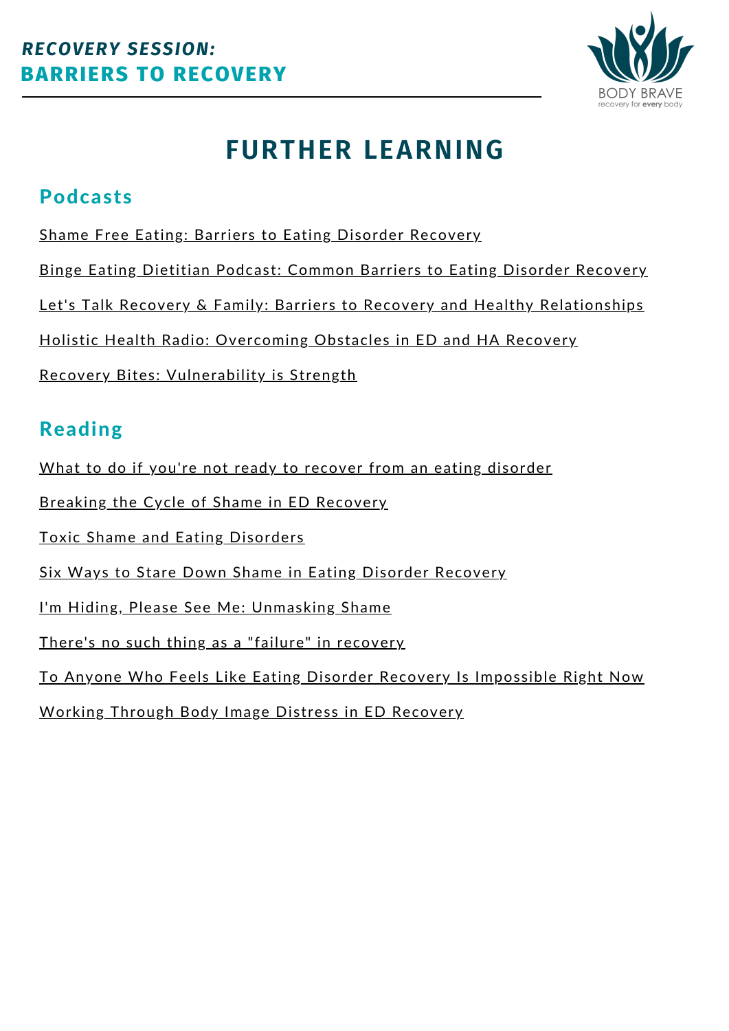***RECOVERY SESSION:***
**BARRIERS TO RECOVERY**

# FURTHER LEARNING

## Podcasts

Shame Free Eating: Barriers to Eating Disorder Recovery

Binge Eating Dietitian Podcast: Common Barriers to Eating Disorder Recovery

Let's Talk Recovery & Family: Barriers to Recovery and Healthy Relationships

Holistic Health Radio: Overcoming Obstacles in ED and HA Recovery

Recovery Bites: Vulnerability is Strength

## Reading

What to do if you're not ready to recover from an eating disorder

Breaking the Cycle of Shame in ED Recovery

Toxic Shame and Eating Disorders

Six Ways to Stare Down Shame in Eating Disorder Recovery

I'm Hiding, Please See Me: Unmasking Shame

There's no such thing as a "failure" in recovery

To Anyone Who Feels Like Eating Disorder Recovery Is Impossible Right Now

Working Through Body Image Distress in ED Recovery